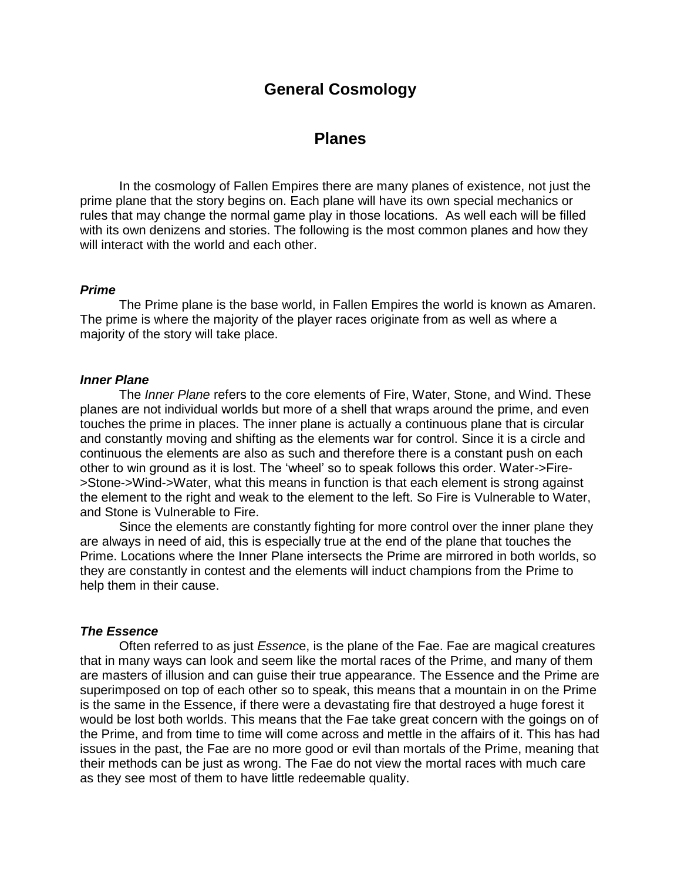# General Cosmology

## Planes

In the cosmology of Fallen Empires there are many planes of existence, not just the prime plane that the story begins on. Each plane will have its own special mechanics or rules that may change the normal game play in those locations. As well each will be filled with its own denizens and stories. The following is the most common planes and how they will interact with the world and each other.

***Prime***

The Prime plane is the base world, in Fallen Empires the world is known as Amaren. The prime is where the majority of the player races originate from as well as where a majority of the story will take place.

***Inner Plane***

The *Inner Plane* refers to the core elements of Fire, Water, Stone, and Wind. These planes are not individual worlds but more of a shell that wraps around the prime, and even touches the prime in places. The inner plane is actually a continuous plane that is circular and constantly moving and shifting as the elements war for control. Since it is a circle and continuous the elements are also as such and therefore there is a constant push on each other to win ground as it is lost. The 'wheel' so to speak follows this order. Water->Fire->Stone->Wind->Water, what this means in function is that each element is strong against the element to the right and weak to the element to the left. So Fire is Vulnerable to Water, and Stone is Vulnerable to Fire.

Since the elements are constantly fighting for more control over the inner plane they are always in need of aid, this is especially true at the end of the plane that touches the Prime. Locations where the Inner Plane intersects the Prime are mirrored in both worlds, so they are constantly in contest and the elements will induct champions from the Prime to help them in their cause.

***The Essence***

Often referred to as just *Essence*, is the plane of the Fae. Fae are magical creatures that in many ways can look and seem like the mortal races of the Prime, and many of them are masters of illusion and can guise their true appearance. The Essence and the Prime are superimposed on top of each other so to speak, this means that a mountain in on the Prime is the same in the Essence, if there were a devastating fire that destroyed a huge forest it would be lost both worlds. This means that the Fae take great concern with the goings on of the Prime, and from time to time will come across and mettle in the affairs of it. This has had issues in the past, the Fae are no more good or evil than mortals of the Prime, meaning that their methods can be just as wrong. The Fae do not view the mortal races with much care as they see most of them to have little redeemable quality.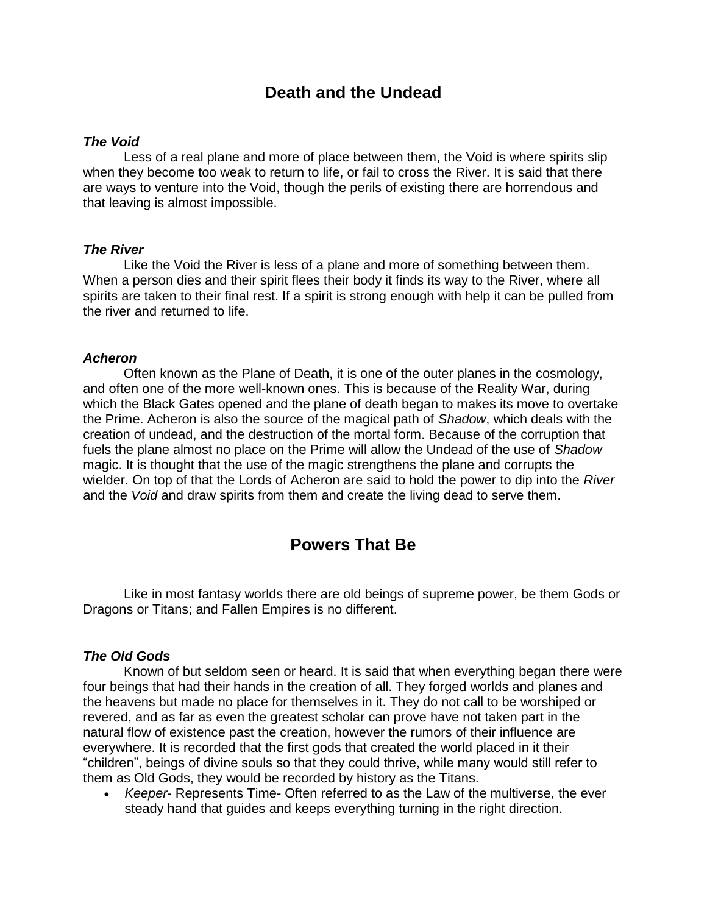## Death and the Undead

### *The Void*

Less of a real plane and more of place between them, the Void is where spirits slip when they become too weak to return to life, or fail to cross the River. It is said that there are ways to venture into the Void, though the perils of existing there are horrendous and that leaving is almost impossible.

### *The River*

Like the Void the River is less of a plane and more of something between them. When a person dies and their spirit flees their body it finds its way to the River, where all spirits are taken to their final rest. If a spirit is strong enough with help it can be pulled from the river and returned to life.

### *Acheron*

Often known as the Plane of Death, it is one of the outer planes in the cosmology, and often one of the more well-known ones. This is because of the Reality War, during which the Black Gates opened and the plane of death began to makes its move to overtake the Prime. Acheron is also the source of the magical path of *Shadow*, which deals with the creation of undead, and the destruction of the mortal form. Because of the corruption that fuels the plane almost no place on the Prime will allow the Undead of the use of *Shadow* magic. It is thought that the use of the magic strengthens the plane and corrupts the wielder. On top of that the Lords of Acheron are said to hold the power to dip into the *River* and the *Void* and draw spirits from them and create the living dead to serve them.

## Powers That Be

Like in most fantasy worlds there are old beings of supreme power, be them Gods or Dragons or Titans; and Fallen Empires is no different.

### *The Old Gods*

Known of but seldom seen or heard. It is said that when everything began there were four beings that had their hands in the creation of all. They forged worlds and planes and the heavens but made no place for themselves in it. They do not call to be worshiped or revered, and as far as even the greatest scholar can prove have not taken part in the natural flow of existence past the creation, however the rumors of their influence are everywhere. It is recorded that the first gods that created the world placed in it their "children", beings of divine souls so that they could thrive, while many would still refer to them as Old Gods, they would be recorded by history as the Titans.

- *Keeper*- Represents Time- Often referred to as the Law of the multiverse, the ever steady hand that guides and keeps everything turning in the right direction.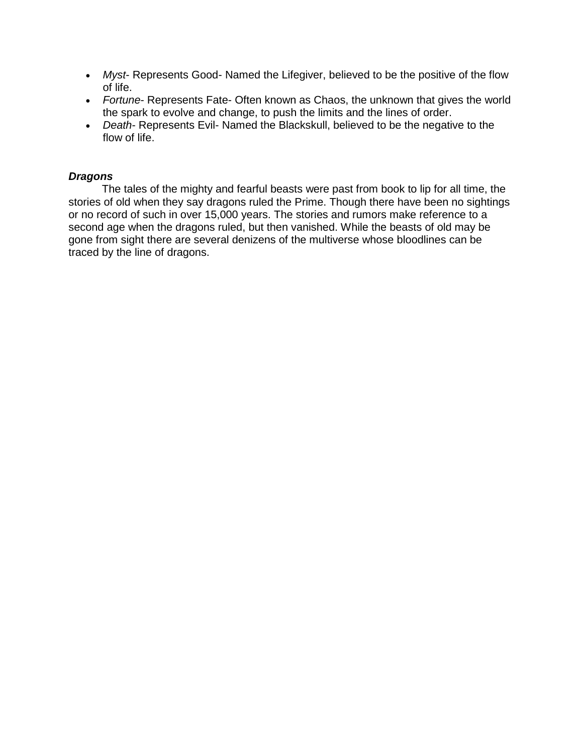- *Myst*- Represents Good- Named the Lifegiver, believed to be the positive of the flow of life.
- *Fortune*- Represents Fate- Often known as Chaos, the unknown that gives the world the spark to evolve and change, to push the limits and the lines of order.
- *Death*- Represents Evil- Named the Blackskull, believed to be the negative to the flow of life.

***Dragons***

The tales of the mighty and fearful beasts were past from book to lip for all time, the stories of old when they say dragons ruled the Prime. Though there have been no sightings or no record of such in over 15,000 years. The stories and rumors make reference to a second age when the dragons ruled, but then vanished. While the beasts of old may be gone from sight there are several denizens of the multiverse whose bloodlines can be traced by the line of dragons.